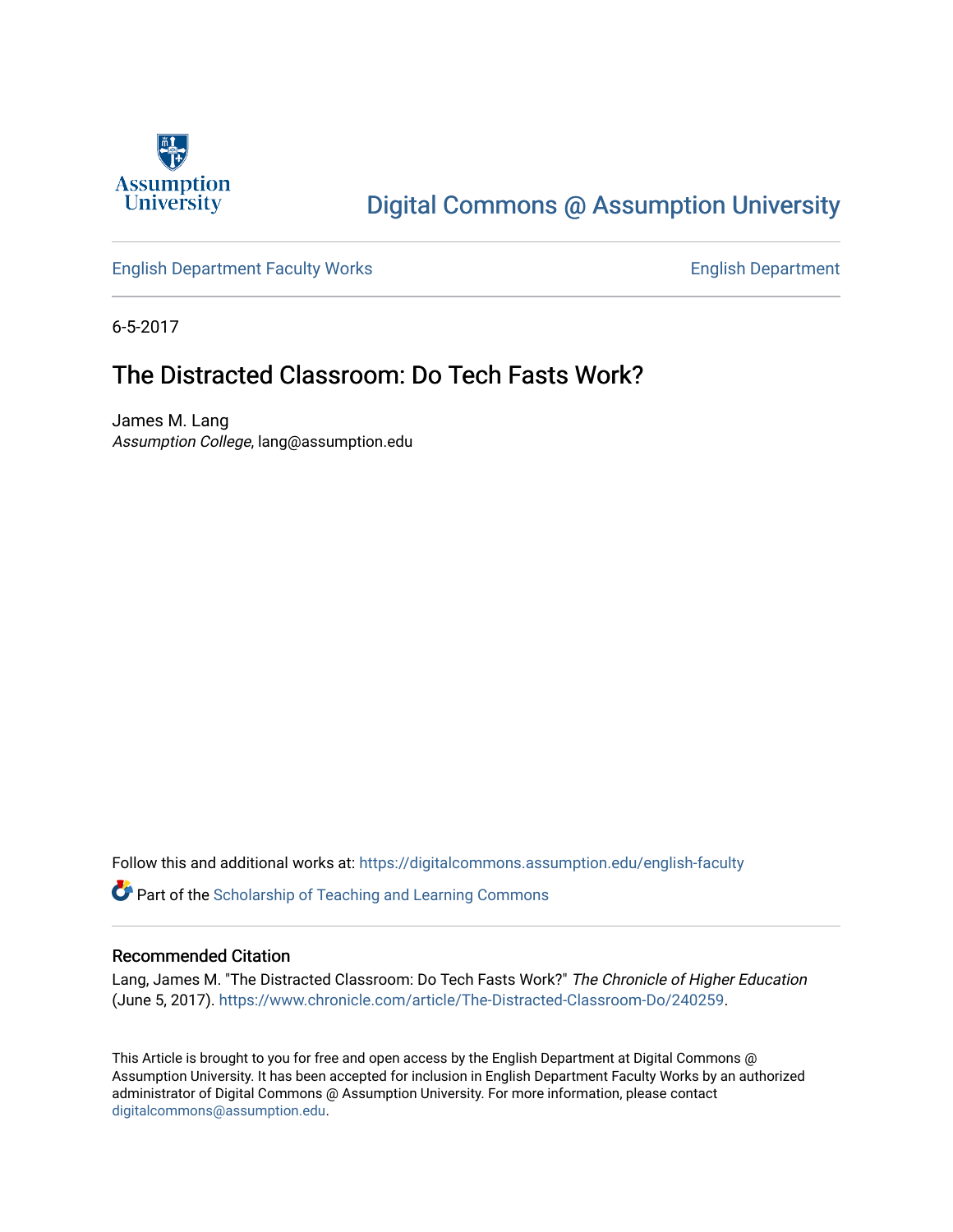Assumption University

# Digital Commons @ Assumption University

English Department Faculty Works

English Department

6-5-2017

## The Distracted Classroom: Do Tech Fasts Work?

James M. Lang
*Assumption College*, lang@assumption.edu

Follow this and additional works at: https://digitalcommons.assumption.edu/english-faculty

Part of the Scholarship of Teaching and Learning Commons

### Recommended Citation

Lang, James M. "The Distracted Classroom: Do Tech Fasts Work?" *The Chronicle of Higher Education* (June 5, 2017). https://www.chronicle.com/article/The-Distracted-Classroom-Do/240259.

This Article is brought to you for free and open access by the English Department at Digital Commons @ Assumption University. It has been accepted for inclusion in English Department Faculty Works by an authorized administrator of Digital Commons @ Assumption University. For more information, please contact digitalcommons@assumption.edu.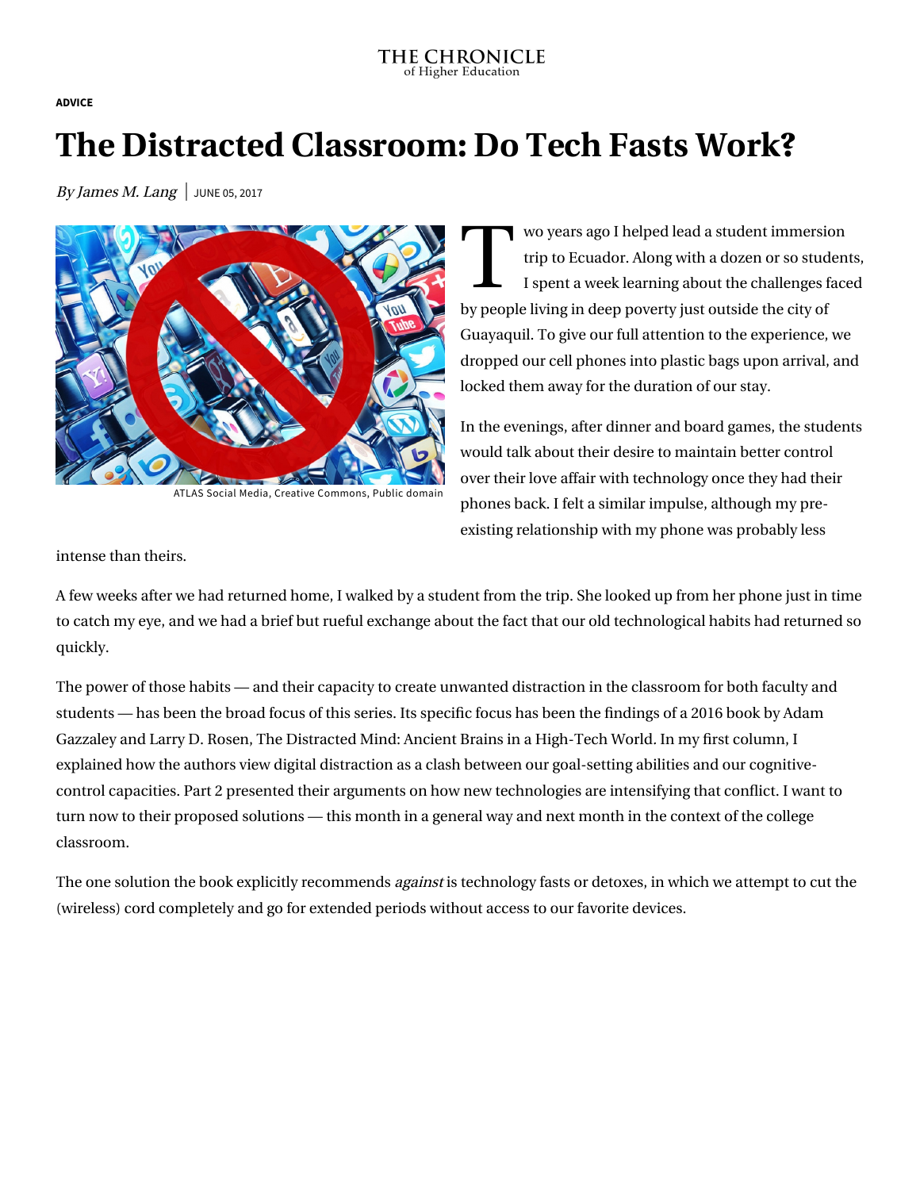THE CHRONICLE
of Higher Education

**ADVICE**

# The Distracted Classroom: Do Tech Fasts Work?

*By James M. Lang* | JUNE 05, 2017

ATLAS Social Media, Creative Commons, Public domain

Two years ago I helped lead a student immersion trip to Ecuador. Along with a dozen or so students, I spent a week learning about the challenges faced by people living in deep poverty just outside the city of Guayaquil. To give our full attention to the experience, we dropped our cell phones into plastic bags upon arrival, and locked them away for the duration of our stay.

In the evenings, after dinner and board games, the students would talk about their desire to maintain better control over their love affair with technology once they had their phones back. I felt a similar impulse, although my pre-existing relationship with my phone was probably less intense than theirs.

A few weeks after we had returned home, I walked by a student from the trip. She looked up from her phone just in time to catch my eye, and we had a brief but rueful exchange about the fact that our old technological habits had returned so quickly.

The power of those habits — and their capacity to create unwanted distraction in the classroom for both faculty and students — has been the broad focus of this series. Its specific focus has been the findings of a 2016 book by Adam Gazzaley and Larry D. Rosen, The Distracted Mind: Ancient Brains in a High-Tech World. In my first column, I explained how the authors view digital distraction as a clash between our goal-setting abilities and our cognitive-control capacities. Part 2 presented their arguments on how new technologies are intensifying that conflict. I want to turn now to their proposed solutions — this month in a general way and next month in the context of the college classroom.

The one solution the book explicitly recommends *against* is technology fasts or detoxes, in which we attempt to cut the (wireless) cord completely and go for extended periods without access to our favorite devices.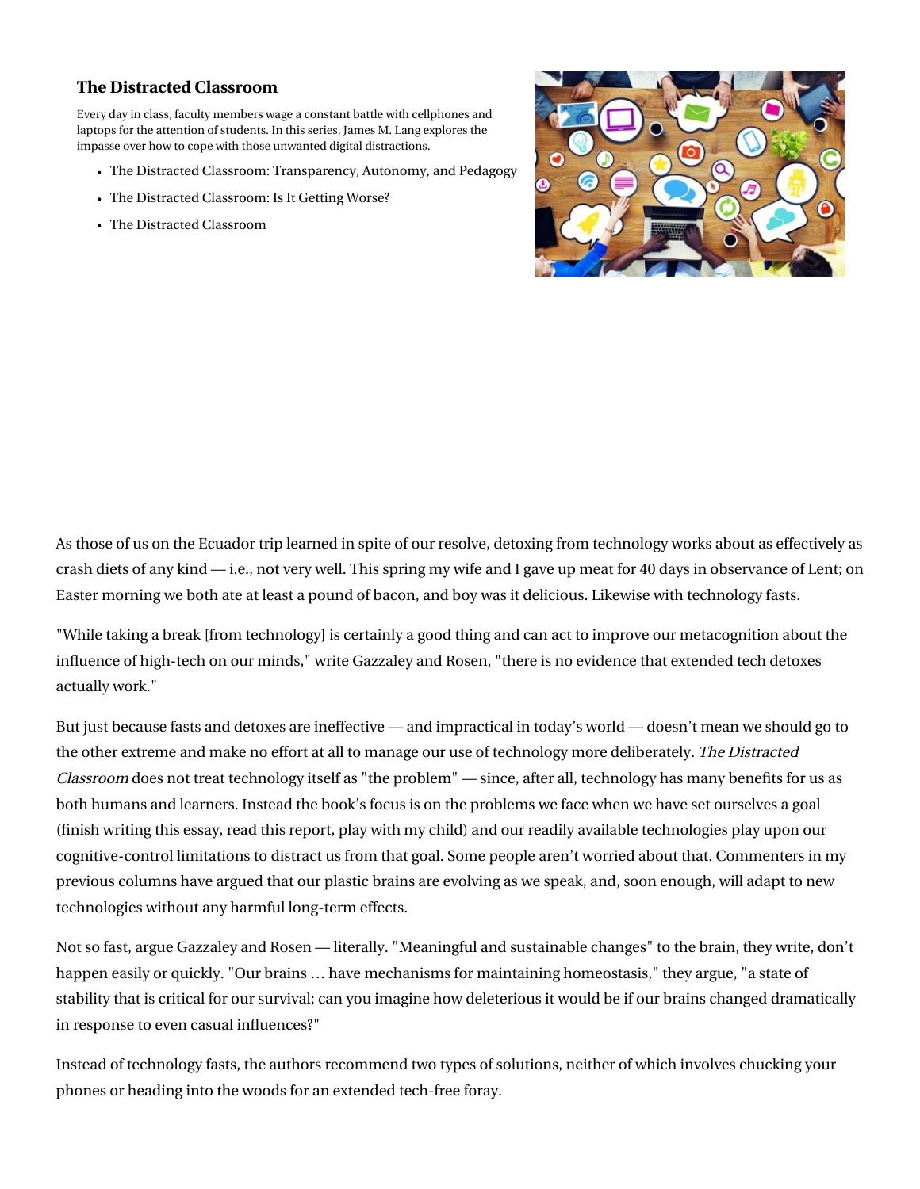### The Distracted Classroom

Every day in class, faculty members wage a constant battle with cellphones and laptops for the attention of students. In this series, James M. Lang explores the impasse over how to cope with those unwanted digital distractions.

- The Distracted Classroom: Transparency, Autonomy, and Pedagogy
- The Distracted Classroom: Is It Getting Worse?
- The Distracted Classroom

As those of us on the Ecuador trip learned in spite of our resolve, detoxing from technology works about as effectively as crash diets of any kind — i.e., not very well. This spring my wife and I gave up meat for 40 days in observance of Lent; on Easter morning we both ate at least a pound of bacon, and boy was it delicious. Likewise with technology fasts.

"While taking a break [from technology] is certainly a good thing and can act to improve our metacognition about the influence of high-tech on our minds," write Gazzaley and Rosen, "there is no evidence that extended tech detoxes actually work."

But just because fasts and detoxes are ineffective — and impractical in today's world — doesn't mean we should go to the other extreme and make no effort at all to manage our use of technology more deliberately. *The Distracted Classroom* does not treat technology itself as "the problem" — since, after all, technology has many benefits for us as both humans and learners. Instead the book's focus is on the problems we face when we have set ourselves a goal (finish writing this essay, read this report, play with my child) and our readily available technologies play upon our cognitive-control limitations to distract us from that goal. Some people aren't worried about that. Commenters in my previous columns have argued that our plastic brains are evolving as we speak, and, soon enough, will adapt to new technologies without any harmful long-term effects.

Not so fast, argue Gazzaley and Rosen — literally. "Meaningful and sustainable changes" to the brain, they write, don't happen easily or quickly. "Our brains … have mechanisms for maintaining homeostasis," they argue, "a state of stability that is critical for our survival; can you imagine how deleterious it would be if our brains changed dramatically in response to even casual influences?"

Instead of technology fasts, the authors recommend two types of solutions, neither of which involves chucking your phones or heading into the woods for an extended tech-free foray.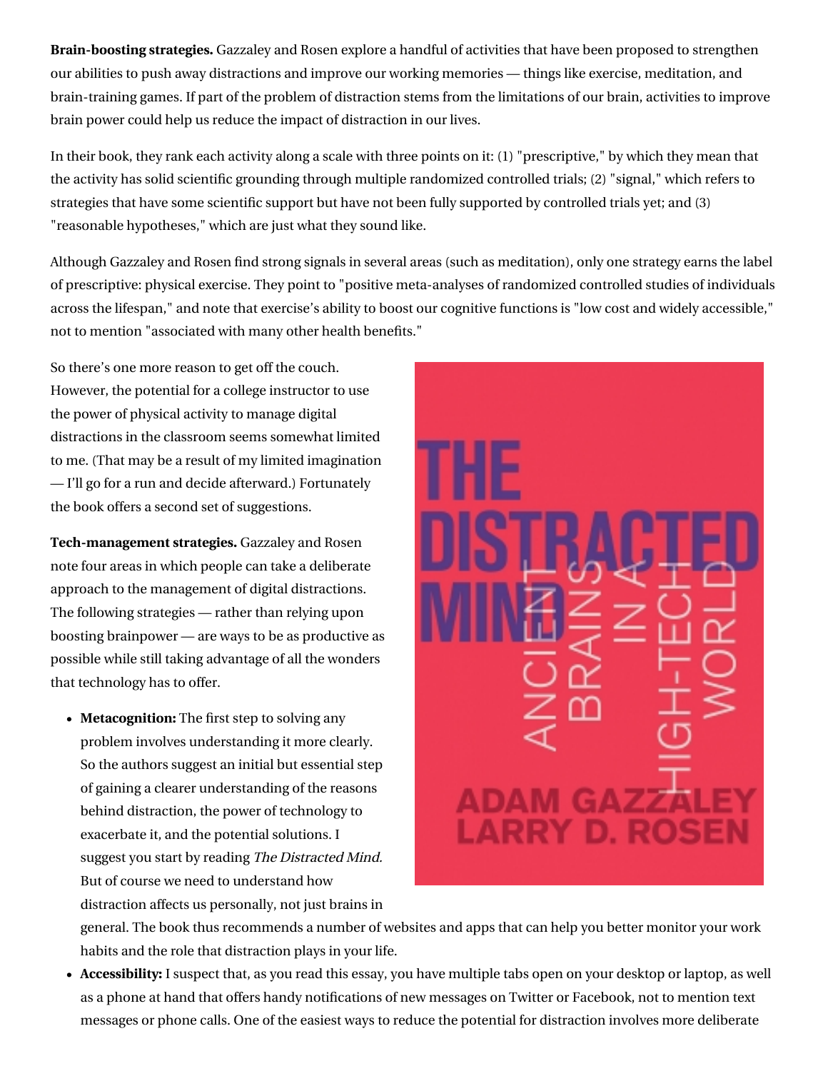**Brain-boosting strategies.** Gazzaley and Rosen explore a handful of activities that have been proposed to strengthen our abilities to push away distractions and improve our working memories — things like exercise, meditation, and brain-training games. If part of the problem of distraction stems from the limitations of our brain, activities to improve brain power could help us reduce the impact of distraction in our lives.

In their book, they rank each activity along a scale with three points on it: (1) "prescriptive," by which they mean that the activity has solid scientific grounding through multiple randomized controlled trials; (2) "signal," which refers to strategies that have some scientific support but have not been fully supported by controlled trials yet; and (3) "reasonable hypotheses," which are just what they sound like.

Although Gazzaley and Rosen find strong signals in several areas (such as meditation), only one strategy earns the label of prescriptive: physical exercise. They point to "positive meta-analyses of randomized controlled studies of individuals across the lifespan," and note that exercise's ability to boost our cognitive functions is "low cost and widely accessible," not to mention "associated with many other health benefits."

So there's one more reason to get off the couch. However, the potential for a college instructor to use the power of physical activity to manage digital distractions in the classroom seems somewhat limited to me. (That may be a result of my limited imagination — I'll go for a run and decide afterward.) Fortunately the book offers a second set of suggestions.

**Tech-management strategies.** Gazzaley and Rosen note four areas in which people can take a deliberate approach to the management of digital distractions. The following strategies — rather than relying upon boosting brainpower — are ways to be as productive as possible while still taking advantage of all the wonders that technology has to offer.

- **Metacognition:** The first step to solving any problem involves understanding it more clearly. So the authors suggest an initial but essential step of gaining a clearer understanding of the reasons behind distraction, the power of technology to exacerbate it, and the potential solutions. I suggest you start by reading *The Distracted Mind.* But of course we need to understand how distraction affects us personally, not just brains in general. The book thus recommends a number of websites and apps that can help you better monitor your work habits and the role that distraction plays in your life.
- **Accessibility:** I suspect that, as you read this essay, you have multiple tabs open on your desktop or laptop, as well as a phone at hand that offers handy notifications of new messages on Twitter or Facebook, not to mention text messages or phone calls. One of the easiest ways to reduce the potential for distraction involves more deliberate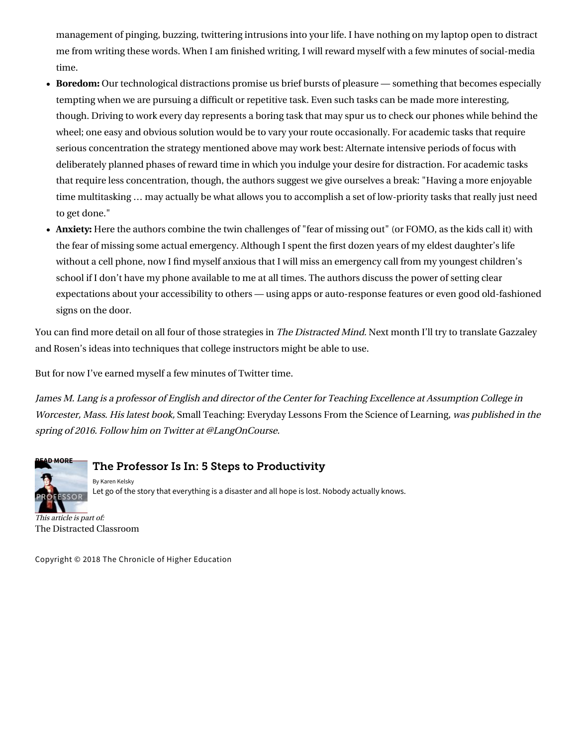management of pinging, buzzing, twittering intrusions into your life. I have nothing on my laptop open to distract me from writing these words. When I am finished writing, I will reward myself with a few minutes of social-media time.

- **Boredom:** Our technological distractions promise us brief bursts of pleasure — something that becomes especially tempting when we are pursuing a difficult or repetitive task. Even such tasks can be made more interesting, though. Driving to work every day represents a boring task that may spur us to check our phones while behind the wheel; one easy and obvious solution would be to vary your route occasionally. For academic tasks that require serious concentration the strategy mentioned above may work best: Alternate intensive periods of focus with deliberately planned phases of reward time in which you indulge your desire for distraction. For academic tasks that require less concentration, though, the authors suggest we give ourselves a break: "Having a more enjoyable time multitasking … may actually be what allows you to accomplish a set of low-priority tasks that really just need to get done."
- **Anxiety:** Here the authors combine the twin challenges of "fear of missing out" (or FOMO, as the kids call it) with the fear of missing some actual emergency. Although I spent the first dozen years of my eldest daughter's life without a cell phone, now I find myself anxious that I will miss an emergency call from my youngest children's school if I don't have my phone available to me at all times. The authors discuss the power of setting clear expectations about your accessibility to others — using apps or auto-response features or even good old-fashioned signs on the door.

You can find more detail on all four of those strategies in *The Distracted Mind*. Next month I'll try to translate Gazzaley and Rosen's ideas into techniques that college instructors might be able to use.

But for now I've earned myself a few minutes of Twitter time.

*James M. Lang is a professor of English and director of the Center for Teaching Excellence at Assumption College in Worcester, Mass. His latest book,* Small Teaching: Everyday Lessons From the Science of Learning, *was published in the spring of 2016. Follow him on Twitter at @LangOnCourse.*

READ MORE

**The Professor Is In: 5 Steps to Productivity**

By Karen Kelsky

Let go of the story that everything is a disaster and all hope is lost. Nobody actually knows.

*This article is part of:*
The Distracted Classroom

Copyright © 2018 The Chronicle of Higher Education